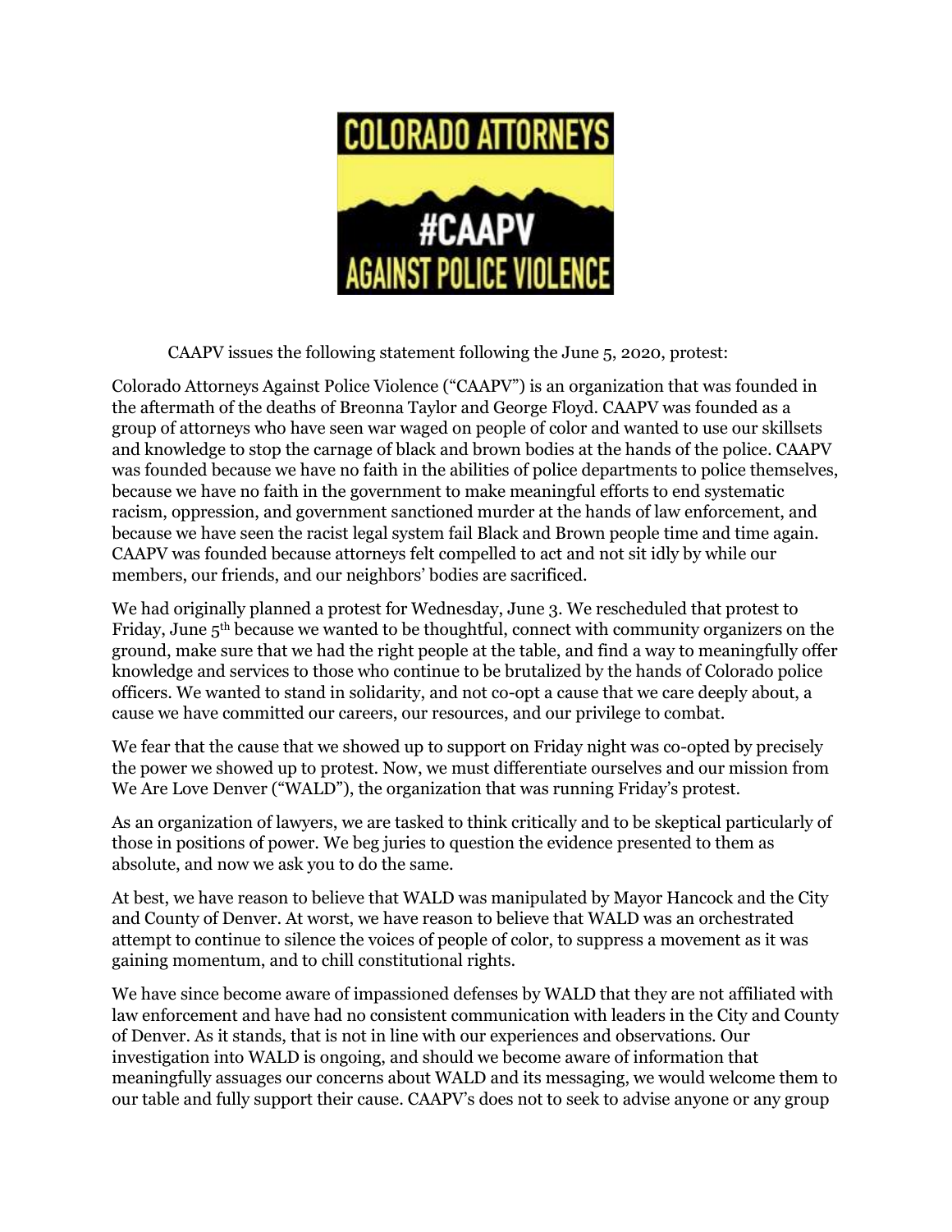COLORADO ATTORNEYS #CAAPV AGAINST POLICE VIOLENCE

CAAPV issues the following statement following the June 5, 2020, protest:

Colorado Attorneys Against Police Violence ("CAAPV") is an organization that was founded in the aftermath of the deaths of Breonna Taylor and George Floyd. CAAPV was founded as a group of attorneys who have seen war waged on people of color and wanted to use our skillsets and knowledge to stop the carnage of black and brown bodies at the hands of the police. CAAPV was founded because we have no faith in the abilities of police departments to police themselves, because we have no faith in the government to make meaningful efforts to end systematic racism, oppression, and government sanctioned murder at the hands of law enforcement, and because we have seen the racist legal system fail Black and Brown people time and time again. CAAPV was founded because attorneys felt compelled to act and not sit idly by while our members, our friends, and our neighbors' bodies are sacrificed.

We had originally planned a protest for Wednesday, June 3. We rescheduled that protest to Friday, June 5th because we wanted to be thoughtful, connect with community organizers on the ground, make sure that we had the right people at the table, and find a way to meaningfully offer knowledge and services to those who continue to be brutalized by the hands of Colorado police officers. We wanted to stand in solidarity, and not co-opt a cause that we care deeply about, a cause we have committed our careers, our resources, and our privilege to combat.

We fear that the cause that we showed up to support on Friday night was co-opted by precisely the power we showed up to protest. Now, we must differentiate ourselves and our mission from We Are Love Denver ("WALD"), the organization that was running Friday's protest.

As an organization of lawyers, we are tasked to think critically and to be skeptical particularly of those in positions of power. We beg juries to question the evidence presented to them as absolute, and now we ask you to do the same.

At best, we have reason to believe that WALD was manipulated by Mayor Hancock and the City and County of Denver. At worst, we have reason to believe that WALD was an orchestrated attempt to continue to silence the voices of people of color, to suppress a movement as it was gaining momentum, and to chill constitutional rights.

We have since become aware of impassioned defenses by WALD that they are not affiliated with law enforcement and have had no consistent communication with leaders in the City and County of Denver. As it stands, that is not in line with our experiences and observations. Our investigation into WALD is ongoing, and should we become aware of information that meaningfully assuages our concerns about WALD and its messaging, we would welcome them to our table and fully support their cause. CAAPV's does not to seek to advise anyone or any group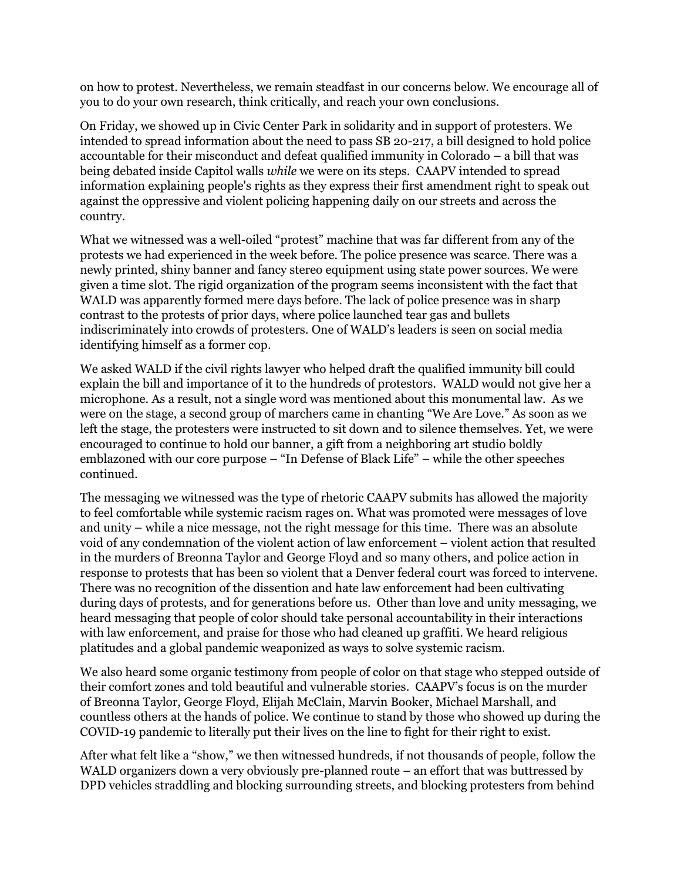on how to protest. Nevertheless, we remain steadfast in our concerns below. We encourage all of you to do your own research, think critically, and reach your own conclusions.

On Friday, we showed up in Civic Center Park in solidarity and in support of protesters. We intended to spread information about the need to pass SB 20-217, a bill designed to hold police accountable for their misconduct and defeat qualified immunity in Colorado – a bill that was being debated inside Capitol walls *while* we were on its steps. CAAPV intended to spread information explaining people's rights as they express their first amendment right to speak out against the oppressive and violent policing happening daily on our streets and across the country.

What we witnessed was a well-oiled "protest" machine that was far different from any of the protests we had experienced in the week before. The police presence was scarce. There was a newly printed, shiny banner and fancy stereo equipment using state power sources. We were given a time slot. The rigid organization of the program seems inconsistent with the fact that WALD was apparently formed mere days before. The lack of police presence was in sharp contrast to the protests of prior days, where police launched tear gas and bullets indiscriminately into crowds of protesters. One of WALD's leaders is seen on social media identifying himself as a former cop.

We asked WALD if the civil rights lawyer who helped draft the qualified immunity bill could explain the bill and importance of it to the hundreds of protestors. WALD would not give her a microphone. As a result, not a single word was mentioned about this monumental law. As we were on the stage, a second group of marchers came in chanting "We Are Love." As soon as we left the stage, the protesters were instructed to sit down and to silence themselves. Yet, we were encouraged to continue to hold our banner, a gift from a neighboring art studio boldly emblazoned with our core purpose – "In Defense of Black Life" – while the other speeches continued.

The messaging we witnessed was the type of rhetoric CAAPV submits has allowed the majority to feel comfortable while systemic racism rages on. What was promoted were messages of love and unity – while a nice message, not the right message for this time. There was an absolute void of any condemnation of the violent action of law enforcement – violent action that resulted in the murders of Breonna Taylor and George Floyd and so many others, and police action in response to protests that has been so violent that a Denver federal court was forced to intervene. There was no recognition of the dissention and hate law enforcement had been cultivating during days of protests, and for generations before us. Other than love and unity messaging, we heard messaging that people of color should take personal accountability in their interactions with law enforcement, and praise for those who had cleaned up graffiti. We heard religious platitudes and a global pandemic weaponized as ways to solve systemic racism.

We also heard some organic testimony from people of color on that stage who stepped outside of their comfort zones and told beautiful and vulnerable stories. CAAPV's focus is on the murder of Breonna Taylor, George Floyd, Elijah McClain, Marvin Booker, Michael Marshall, and countless others at the hands of police. We continue to stand by those who showed up during the COVID-19 pandemic to literally put their lives on the line to fight for their right to exist.

After what felt like a "show," we then witnessed hundreds, if not thousands of people, follow the WALD organizers down a very obviously pre-planned route – an effort that was buttressed by DPD vehicles straddling and blocking surrounding streets, and blocking protesters from behind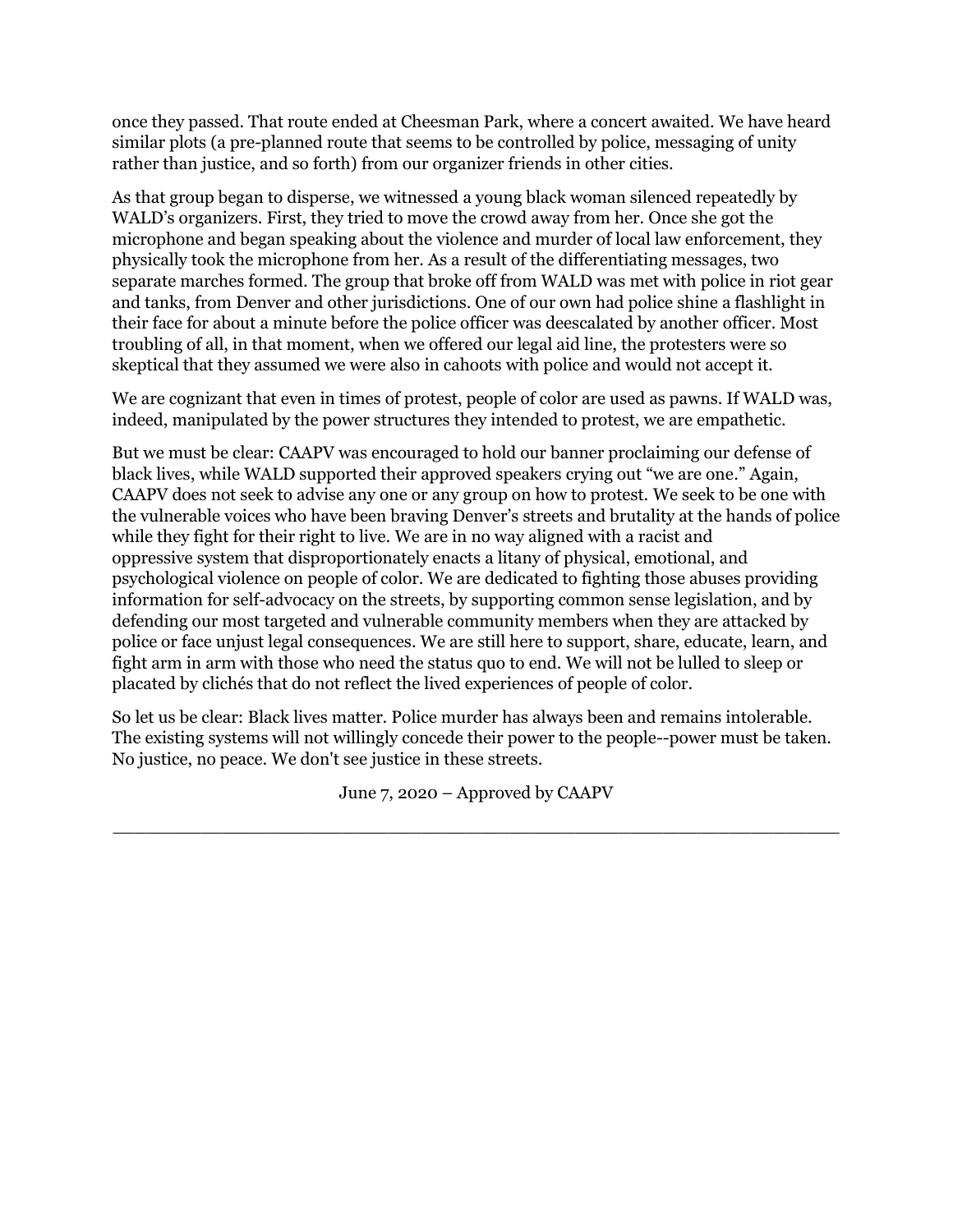once they passed. That route ended at Cheesman Park, where a concert awaited. We have heard similar plots (a pre-planned route that seems to be controlled by police, messaging of unity rather than justice, and so forth) from our organizer friends in other cities.

As that group began to disperse, we witnessed a young black woman silenced repeatedly by WALD's organizers. First, they tried to move the crowd away from her. Once she got the microphone and began speaking about the violence and murder of local law enforcement, they physically took the microphone from her. As a result of the differentiating messages, two separate marches formed. The group that broke off from WALD was met with police in riot gear and tanks, from Denver and other jurisdictions. One of our own had police shine a flashlight in their face for about a minute before the police officer was deescalated by another officer. Most troubling of all, in that moment, when we offered our legal aid line, the protesters were so skeptical that they assumed we were also in cahoots with police and would not accept it.

We are cognizant that even in times of protest, people of color are used as pawns. If WALD was, indeed, manipulated by the power structures they intended to protest, we are empathetic.

But we must be clear: CAAPV was encouraged to hold our banner proclaiming our defense of black lives, while WALD supported their approved speakers crying out "we are one." Again, CAAPV does not seek to advise any one or any group on how to protest. We seek to be one with the vulnerable voices who have been braving Denver's streets and brutality at the hands of police while they fight for their right to live. We are in no way aligned with a racist and oppressive system that disproportionately enacts a litany of physical, emotional, and psychological violence on people of color. We are dedicated to fighting those abuses providing information for self-advocacy on the streets, by supporting common sense legislation, and by defending our most targeted and vulnerable community members when they are attacked by police or face unjust legal consequences. We are still here to support, share, educate, learn, and fight arm in arm with those who need the status quo to end. We will not be lulled to sleep or placated by clichés that do not reflect the lived experiences of people of color.

So let us be clear: Black lives matter. Police murder has always been and remains intolerable. The existing systems will not willingly concede their power to the people--power must be taken. No justice, no peace. We don't see justice in these streets.

June 7, 2020 – Approved by CAAPV

---